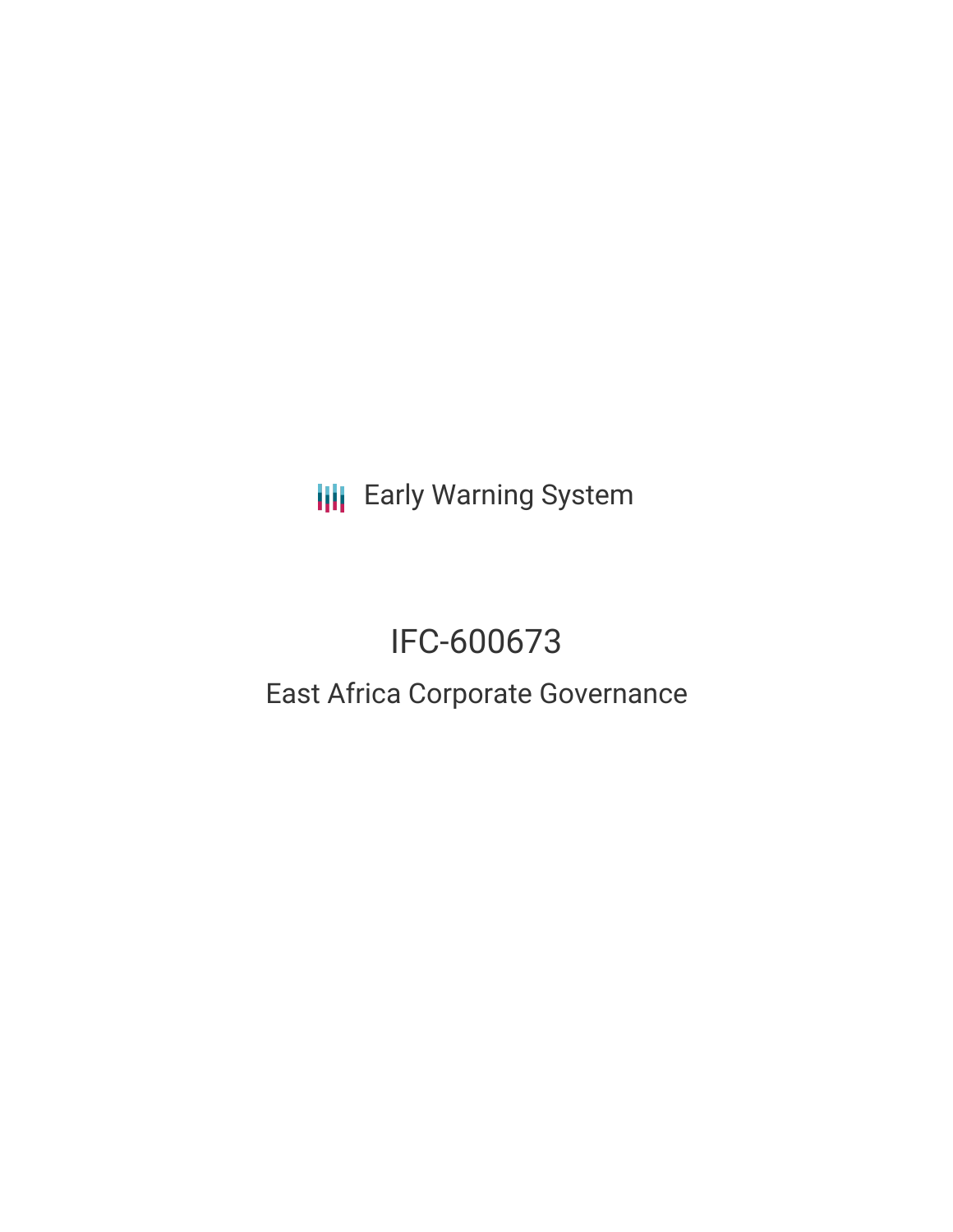Early Warning System

# IFC-600673

## East Africa Corporate Governance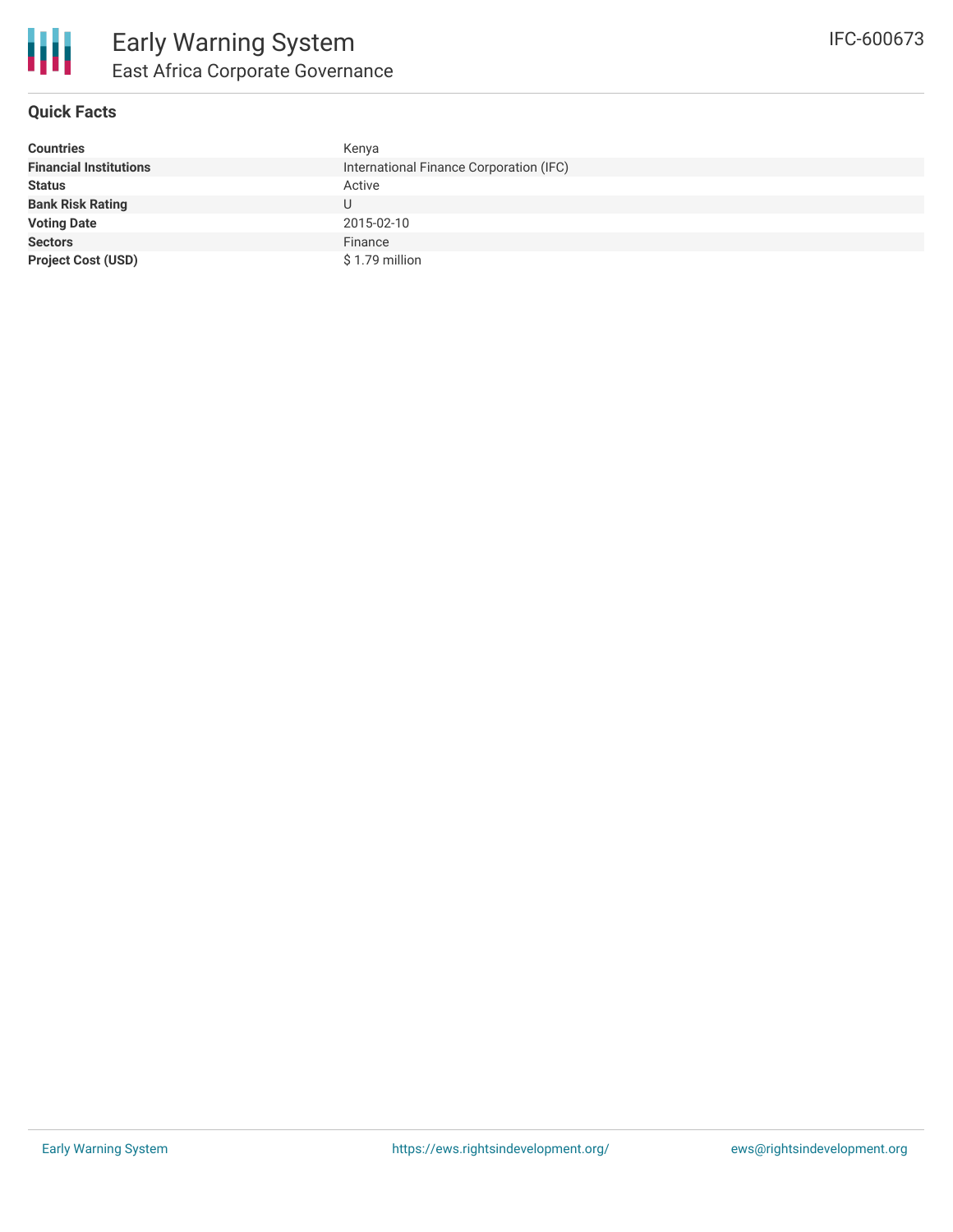# Early Warning System

## East Africa Corporate Governance

IFC-600673

### Quick Facts

| | |
|---|---|
| **Countries** | Kenya |
| **Financial Institutions** | International Finance Corporation (IFC) |
| **Status** | Active |
| **Bank Risk Rating** | U |
| **Voting Date** | 2015-02-10 |
| **Sectors** | Finance |
| **Project Cost (USD)** | $ 1.79 million |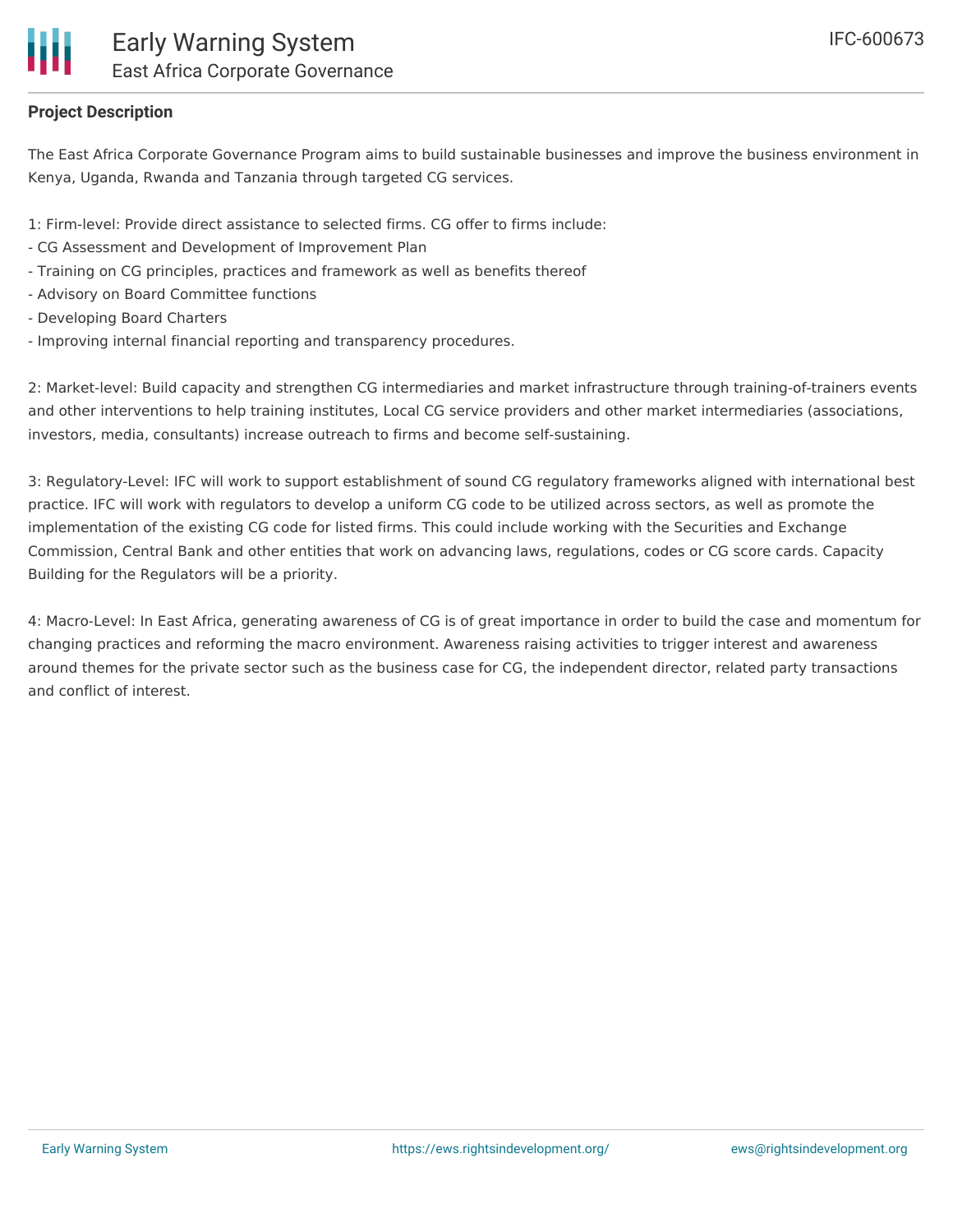**Project Description**

The East Africa Corporate Governance Program aims to build sustainable businesses and improve the business environment in Kenya, Uganda, Rwanda and Tanzania through targeted CG services.

1: Firm-level: Provide direct assistance to selected firms. CG offer to firms include:
- CG Assessment and Development of Improvement Plan
- Training on CG principles, practices and framework as well as benefits thereof
- Advisory on Board Committee functions
- Developing Board Charters
- Improving internal financial reporting and transparency procedures.

2: Market-level: Build capacity and strengthen CG intermediaries and market infrastructure through training-of-trainers events and other interventions to help training institutes, Local CG service providers and other market intermediaries (associations, investors, media, consultants) increase outreach to firms and become self-sustaining.

3: Regulatory-Level: IFC will work to support establishment of sound CG regulatory frameworks aligned with international best practice. IFC will work with regulators to develop a uniform CG code to be utilized across sectors, as well as promote the implementation of the existing CG code for listed firms. This could include working with the Securities and Exchange Commission, Central Bank and other entities that work on advancing laws, regulations, codes or CG score cards. Capacity Building for the Regulators will be a priority.

4: Macro-Level: In East Africa, generating awareness of CG is of great importance in order to build the case and momentum for changing practices and reforming the macro environment. Awareness raising activities to trigger interest and awareness around themes for the private sector such as the business case for CG, the independent director, related party transactions and conflict of interest.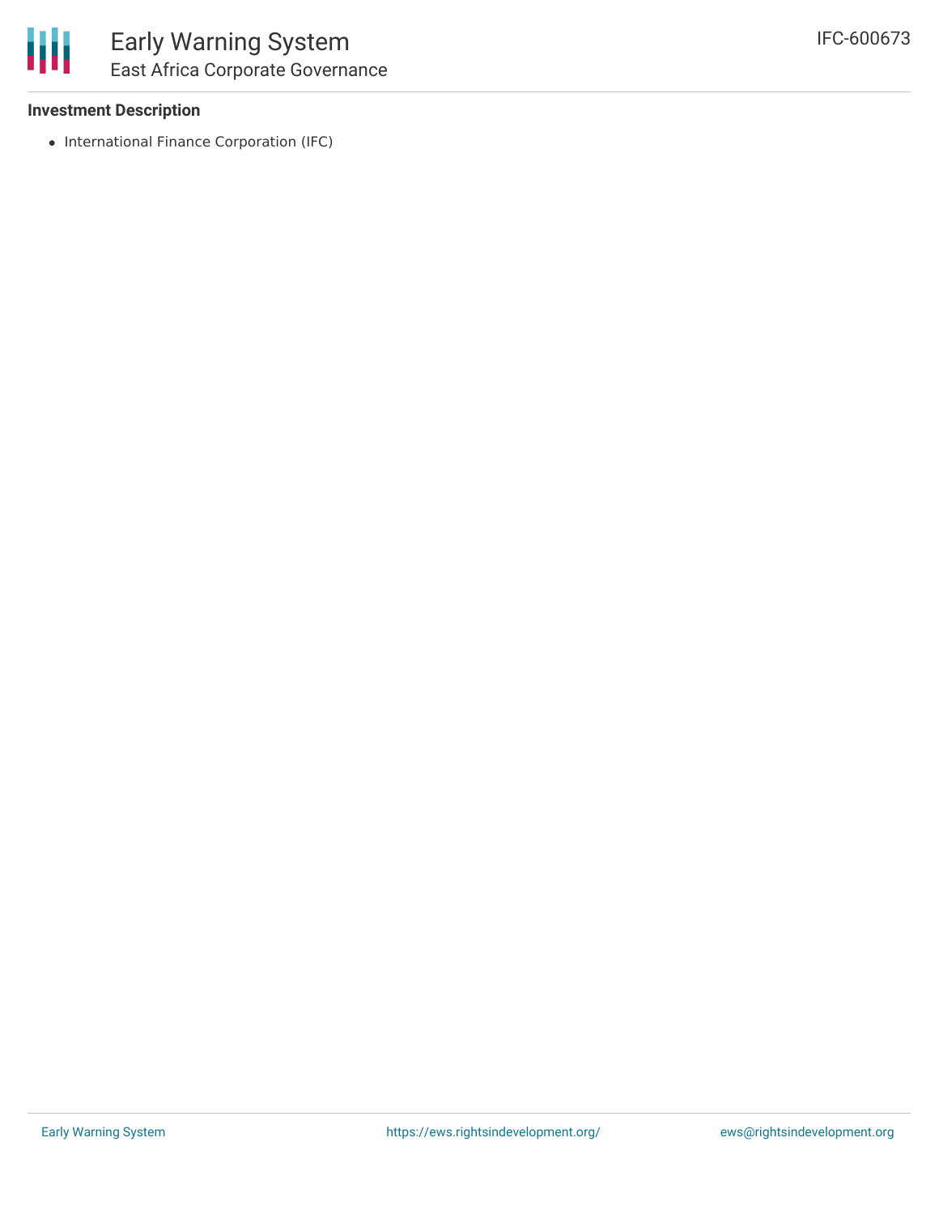### Investment Description

- International Finance Corporation (IFC)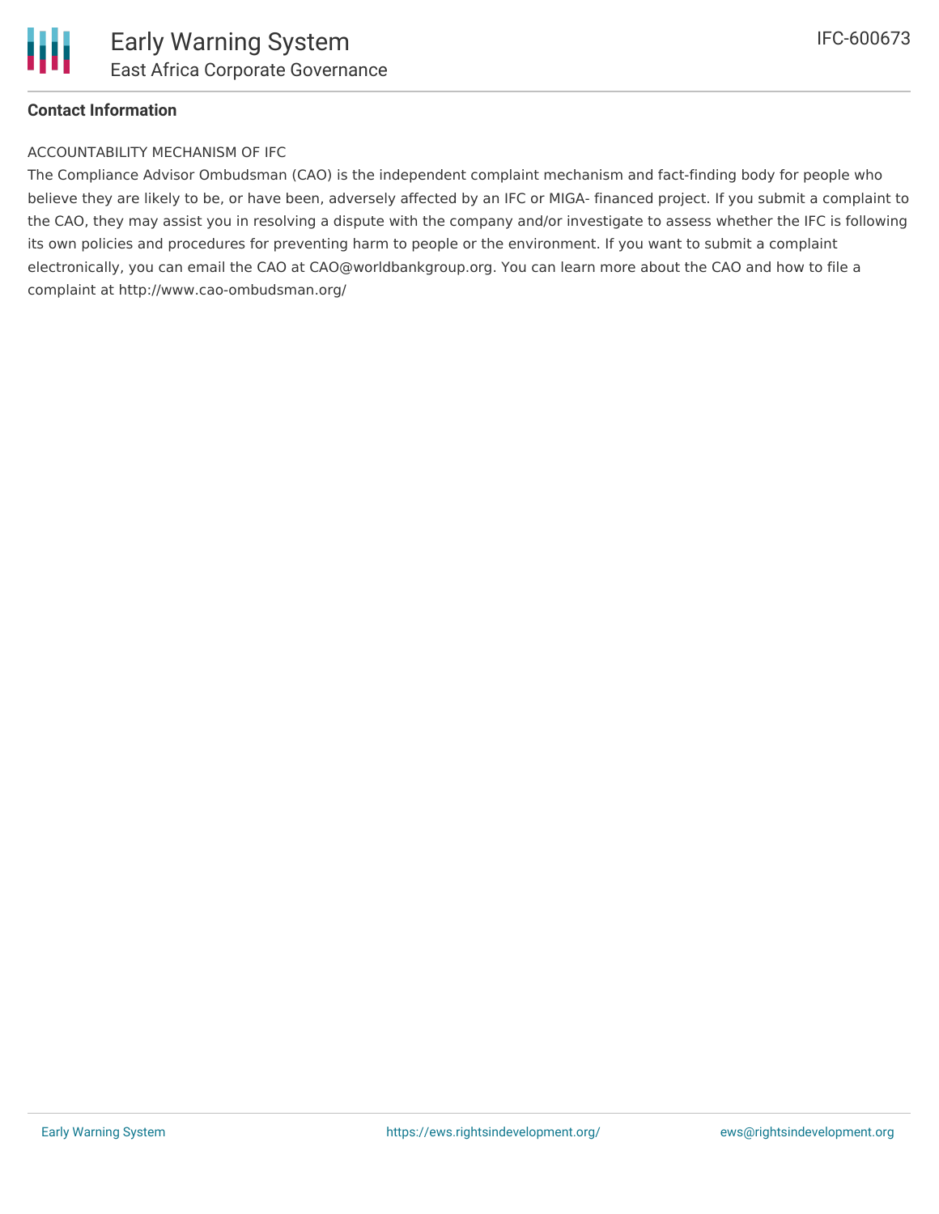**Contact Information**

ACCOUNTABILITY MECHANISM OF IFC

The Compliance Advisor Ombudsman (CAO) is the independent complaint mechanism and fact-finding body for people who believe they are likely to be, or have been, adversely affected by an IFC or MIGA- financed project. If you submit a complaint to the CAO, they may assist you in resolving a dispute with the company and/or investigate to assess whether the IFC is following its own policies and procedures for preventing harm to people or the environment. If you want to submit a complaint electronically, you can email the CAO at CAO@worldbankgroup.org. You can learn more about the CAO and how to file a complaint at http://www.cao-ombudsman.org/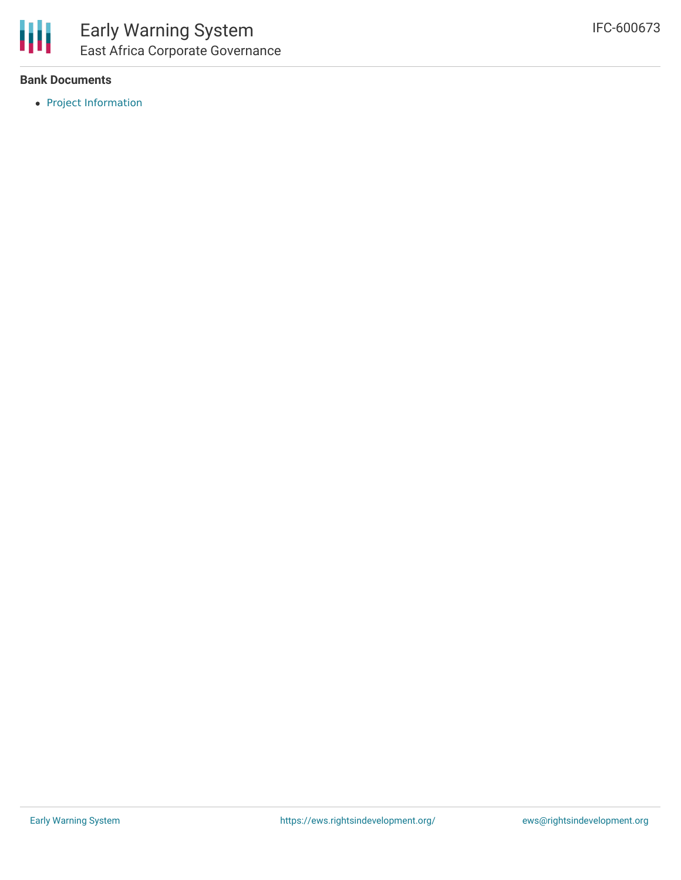**Bank Documents**

- Project Information